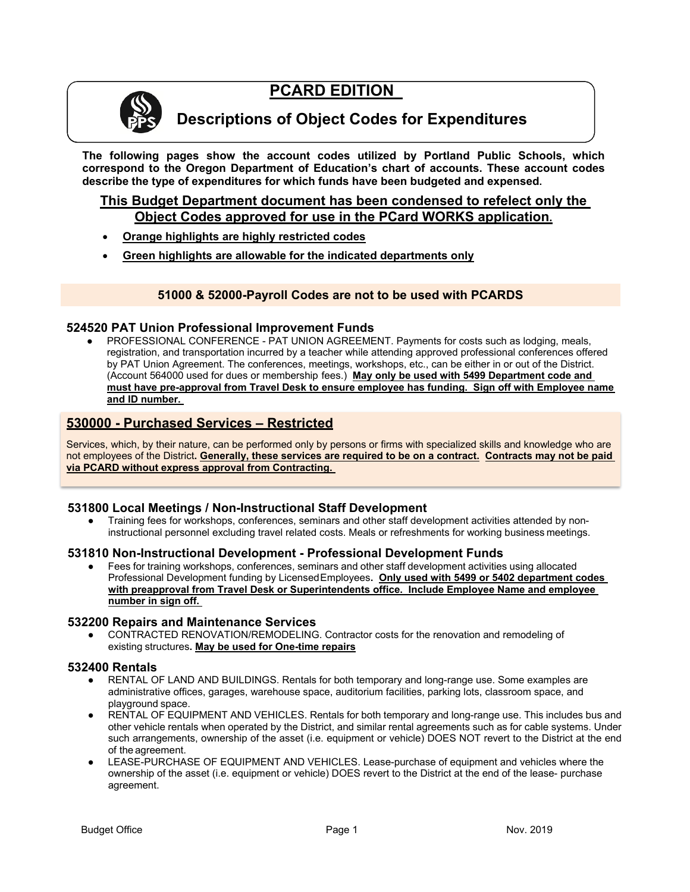# PCARD EDITION

## Descriptions of Object Codes for Expenditures

**The following pages show the account codes utilized by Portland Public Schools, which correspond to the Oregon Department of Education's chart of accounts. These account codes describe the type of expenditures for which funds have been budgeted and expensed.**

**This Budget Department document has been condensed to refelect only the Object Codes approved for use in the PCard WORKS application.**

- **Orange highlights are highly restricted codes**
- **Green highlights are allowable for the indicated departments only**

**51000 & 52000-Payroll Codes are not to be used with PCARDS**

### 524520 PAT Union Professional Improvement Funds

- PROFESSIONAL CONFERENCE - PAT UNION AGREEMENT. Payments for costs such as lodging, meals, registration, and transportation incurred by a teacher while attending approved professional conferences offered by PAT Union Agreement. The conferences, meetings, workshops, etc., can be either in or out of the District. (Account 564000 used for dues or membership fees.) **May only be used with 5499 Department code and must have pre-approval from Travel Desk to ensure employee has funding. Sign off with Employee name and ID number.**

### 530000 - Purchased Services – Restricted

Services, which, by their nature, can be performed only by persons or firms with specialized skills and knowledge who are not employees of the District. **Generally, these services are required to be on a contract. Contracts may not be paid via PCARD without express approval from Contracting.**

### 531800 Local Meetings / Non-Instructional Staff Development

- Training fees for workshops, conferences, seminars and other staff development activities attended by non-instructional personnel excluding travel related costs. Meals or refreshments for working business meetings.

### 531810 Non-Instructional Development - Professional Development Funds

- Fees for training workshops, conferences, seminars and other staff development activities using allocated Professional Development funding by Licensed Employees. **Only used with 5499 or 5402 department codes with preapproval from Travel Desk or Superintendents office. Include Employee Name and employee number in sign off.**

### 532200 Repairs and Maintenance Services

- CONTRACTED RENOVATION/REMODELING. Contractor costs for the renovation and remodeling of existing structures. **May be used for One-time repairs**

### 532400 Rentals

- RENTAL OF LAND AND BUILDINGS. Rentals for both temporary and long-range use. Some examples are administrative offices, garages, warehouse space, auditorium facilities, parking lots, classroom space, and playground space.
- RENTAL OF EQUIPMENT AND VEHICLES. Rentals for both temporary and long-range use. This includes bus and other vehicle rentals when operated by the District, and similar rental agreements such as for cable systems. Under such arrangements, ownership of the asset (i.e. equipment or vehicle) DOES NOT revert to the District at the end of the agreement.
- LEASE-PURCHASE OF EQUIPMENT AND VEHICLES. Lease-purchase of equipment and vehicles where the ownership of the asset (i.e. equipment or vehicle) DOES revert to the District at the end of the lease- purchase agreement.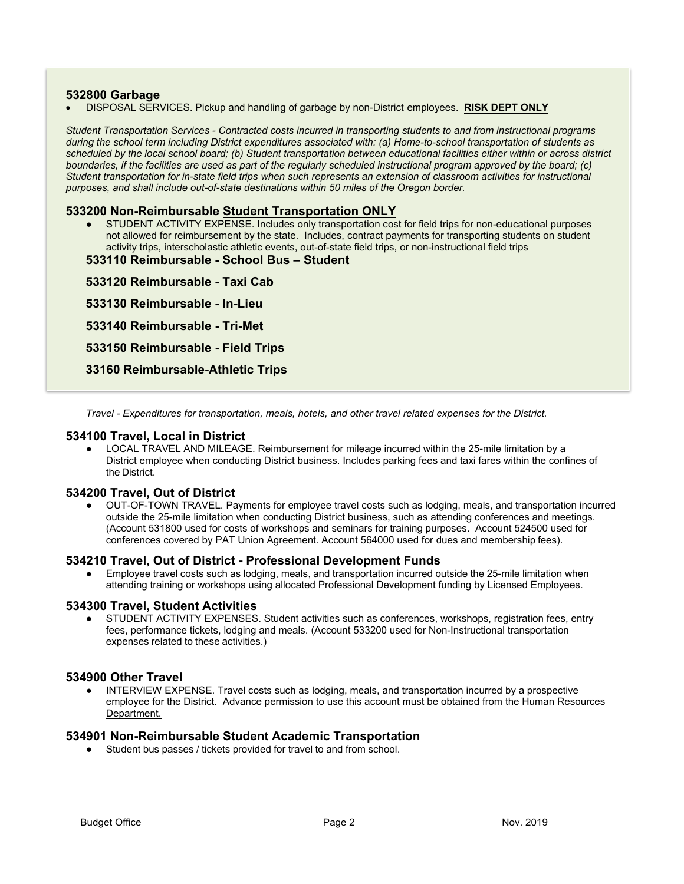### 532800 Garbage

- DISPOSAL SERVICES. Pickup and handling of garbage by non-District employees. **RISK DEPT ONLY**

*Student Transportation Services - Contracted costs incurred in transporting students to and from instructional programs during the school term including District expenditures associated with: (a) Home-to-school transportation of students as scheduled by the local school board; (b) Student transportation between educational facilities either within or across district boundaries, if the facilities are used as part of the regularly scheduled instructional program approved by the board; (c) Student transportation for in-state field trips when such represents an extension of classroom activities for instructional purposes, and shall include out-of-state destinations within 50 miles of the Oregon border.*

### 533200 Non-Reimbursable Student Transportation ONLY

- STUDENT ACTIVITY EXPENSE. Includes only transportation cost for field trips for non-educational purposes not allowed for reimbursement by the state. Includes, contract payments for transporting students on student activity trips, interscholastic athletic events, out-of-state field trips, or non-instructional field trips

**533110 Reimbursable - School Bus – Student**

**533120 Reimbursable - Taxi Cab**

**533130 Reimbursable - In-Lieu**

**533140 Reimbursable - Tri-Met**

**533150 Reimbursable - Field Trips**

**33160 Reimbursable-Athletic Trips**

*Travel - Expenditures for transportation, meals, hotels, and other travel related expenses for the District.*

### 534100 Travel, Local in District

- LOCAL TRAVEL AND MILEAGE. Reimbursement for mileage incurred within the 25-mile limitation by a District employee when conducting District business. Includes parking fees and taxi fares within the confines of the District.

### 534200 Travel, Out of District

- OUT-OF-TOWN TRAVEL. Payments for employee travel costs such as lodging, meals, and transportation incurred outside the 25-mile limitation when conducting District business, such as attending conferences and meetings. (Account 531800 used for costs of workshops and seminars for training purposes. Account 524500 used for conferences covered by PAT Union Agreement. Account 564000 used for dues and membership fees).

### 534210 Travel, Out of District - Professional Development Funds

- Employee travel costs such as lodging, meals, and transportation incurred outside the 25-mile limitation when attending training or workshops using allocated Professional Development funding by Licensed Employees.

### 534300 Travel, Student Activities

- STUDENT ACTIVITY EXPENSES. Student activities such as conferences, workshops, registration fees, entry fees, performance tickets, lodging and meals. (Account 533200 used for Non-Instructional transportation expenses related to these activities.)

### 534900 Other Travel

- INTERVIEW EXPENSE. Travel costs such as lodging, meals, and transportation incurred by a prospective employee for the District. Advance permission to use this account must be obtained from the Human Resources Department.

### 534901 Non-Reimbursable Student Academic Transportation

- Student bus passes / tickets provided for travel to and from school.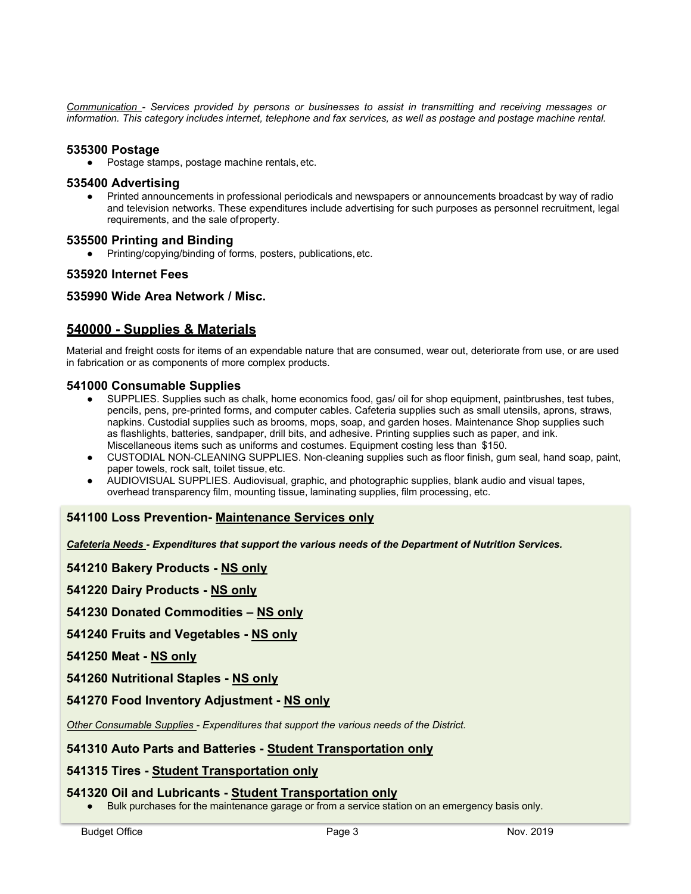*Communication - Services provided by persons or businesses to assist in transmitting and receiving messages or information. This category includes internet, telephone and fax services, as well as postage and postage machine rental.*

### 535300 Postage

- Postage stamps, postage machine rentals, etc.

### 535400 Advertising

- Printed announcements in professional periodicals and newspapers or announcements broadcast by way of radio and television networks. These expenditures include advertising for such purposes as personnel recruitment, legal requirements, and the sale of property.

### 535500 Printing and Binding

- Printing/copying/binding of forms, posters, publications, etc.

### 535920 Internet Fees

### 535990 Wide Area Network / Misc.

## 540000 - Supplies & Materials

Material and freight costs for items of an expendable nature that are consumed, wear out, deteriorate from use, or are used in fabrication or as components of more complex products.

### 541000 Consumable Supplies

- SUPPLIES. Supplies such as chalk, home economics food, gas/ oil for shop equipment, paintbrushes, test tubes, pencils, pens, pre-printed forms, and computer cables. Cafeteria supplies such as small utensils, aprons, straws, napkins. Custodial supplies such as brooms, mops, soap, and garden hoses. Maintenance Shop supplies such as flashlights, batteries, sandpaper, drill bits, and adhesive. Printing supplies such as paper, and ink. Miscellaneous items such as uniforms and costumes. Equipment costing less than $150.
- CUSTODIAL NON-CLEANING SUPPLIES. Non-cleaning supplies such as floor finish, gum seal, hand soap, paint, paper towels, rock salt, toilet tissue, etc.
- AUDIOVISUAL SUPPLIES. Audiovisual, graphic, and photographic supplies, blank audio and visual tapes, overhead transparency film, mounting tissue, laminating supplies, film processing, etc.

### 541100 Loss Prevention- Maintenance Services only

***Cafeteria Needs - Expenditures that support the various needs of the Department of Nutrition Services.***

### 541210 Bakery Products - NS only

### 541220 Dairy Products - NS only

### 541230 Donated Commodities – NS only

### 541240 Fruits and Vegetables - NS only

### 541250 Meat - NS only

### 541260 Nutritional Staples - NS only

### 541270 Food Inventory Adjustment - NS only

*Other Consumable Supplies - Expenditures that support the various needs of the District.*

### 541310 Auto Parts and Batteries - Student Transportation only

### 541315 Tires - Student Transportation only

### 541320 Oil and Lubricants - Student Transportation only

- Bulk purchases for the maintenance garage or from a service station on an emergency basis only.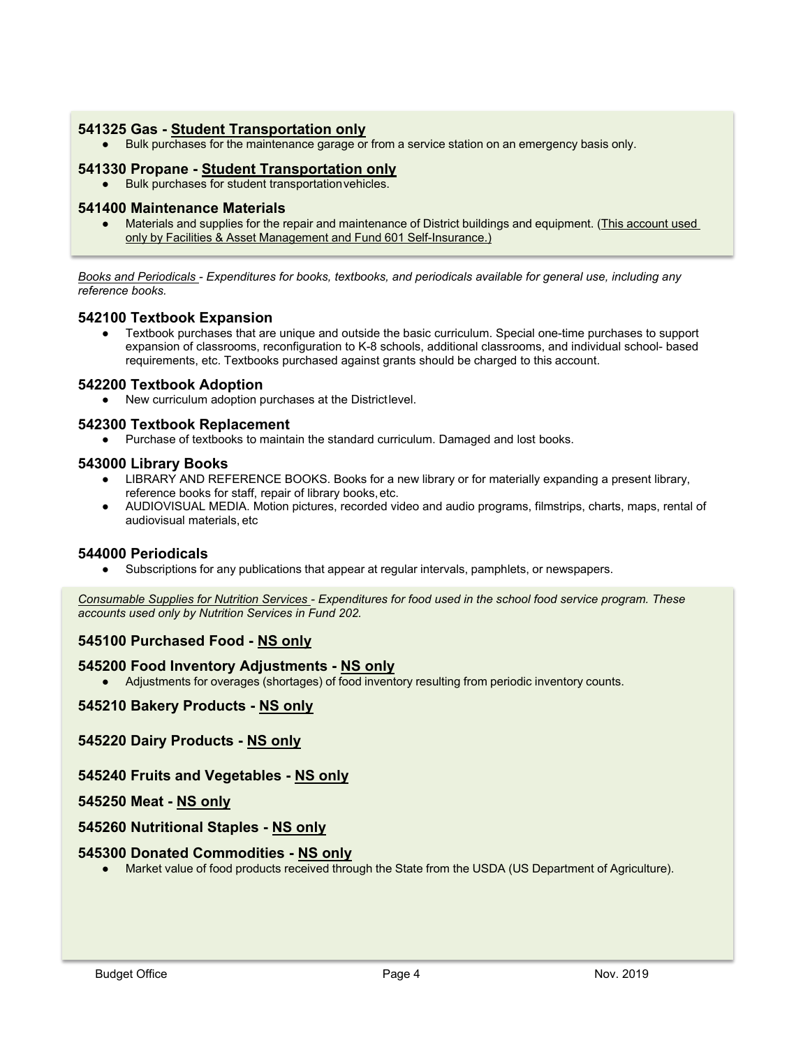### 541325 Gas - <u>Student Transportation only</u>

- Bulk purchases for the maintenance garage or from a service station on an emergency basis only.

### 541330 Propane - <u>Student Transportation only</u>

- Bulk purchases for student transportation vehicles.

### 541400 Maintenance Materials

- Materials and supplies for the repair and maintenance of District buildings and equipment. (<u>This account used only by Facilities & Asset Management and Fund 601 Self-Insurance.)</u>

*<u>Books and Periodicals</u> - Expenditures for books, textbooks, and periodicals available for general use, including any reference books.*

### 542100 Textbook Expansion

- Textbook purchases that are unique and outside the basic curriculum. Special one-time purchases to support expansion of classrooms, reconfiguration to K-8 schools, additional classrooms, and individual school- based requirements, etc. Textbooks purchased against grants should be charged to this account.

### 542200 Textbook Adoption

- New curriculum adoption purchases at the District level.

### 542300 Textbook Replacement

- Purchase of textbooks to maintain the standard curriculum. Damaged and lost books.

### 543000 Library Books

- LIBRARY AND REFERENCE BOOKS. Books for a new library or for materially expanding a present library, reference books for staff, repair of library books, etc.
- AUDIOVISUAL MEDIA. Motion pictures, recorded video and audio programs, filmstrips, charts, maps, rental of audiovisual materials, etc

### 544000 Periodicals

- Subscriptions for any publications that appear at regular intervals, pamphlets, or newspapers.

*<u>Consumable Supplies for Nutrition Services</u> - Expenditures for food used in the school food service program. These accounts used only by Nutrition Services in Fund 202.*

### 545100 Purchased Food - <u>NS only</u>

### 545200 Food Inventory Adjustments - <u>NS only</u>

- Adjustments for overages (shortages) of food inventory resulting from periodic inventory counts.

### 545210 Bakery Products - <u>NS only</u>

### 545220 Dairy Products - <u>NS only</u>

### 545240 Fruits and Vegetables - <u>NS only</u>

### 545250 Meat - <u>NS only</u>

### 545260 Nutritional Staples - <u>NS only</u>

### 545300 Donated Commodities - <u>NS only</u>

- Market value of food products received through the State from the USDA (US Department of Agriculture).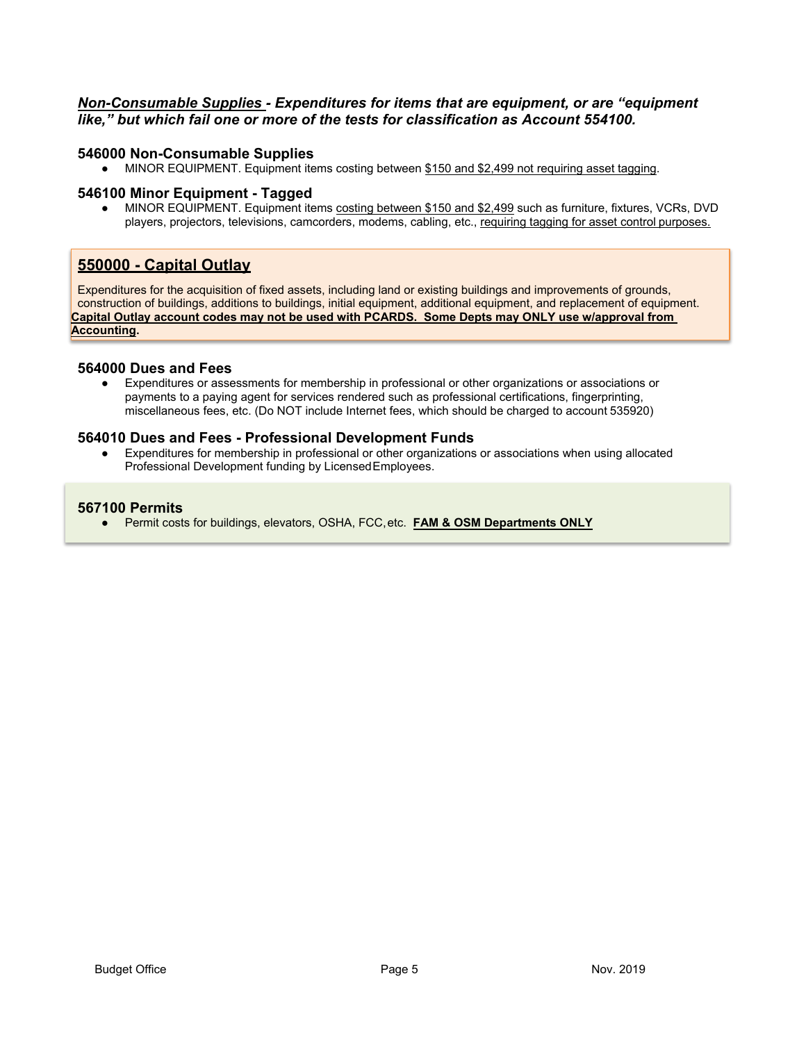***Non-Consumable Supplies* - Expenditures for items that are equipment, or are "equipment like," but which fail one or more of the tests for classification as Account 554100.**

### 546000 Non-Consumable Supplies

- MINOR EQUIPMENT. Equipment items costing between $150 and $2,499 not requiring asset tagging.

### 546100 Minor Equipment - Tagged

- MINOR EQUIPMENT. Equipment items costing between $150 and $2,499 such as furniture, fixtures, VCRs, DVD players, projectors, televisions, camcorders, modems, cabling, etc., requiring tagging for asset control purposes.

## 550000 - Capital Outlay

Expenditures for the acquisition of fixed assets, including land or existing buildings and improvements of grounds, construction of buildings, additions to buildings, initial equipment, additional equipment, and replacement of equipment. **Capital Outlay account codes may not be used with PCARDS. Some Depts may ONLY use w/approval from Accounting.**

### 564000 Dues and Fees

- Expenditures or assessments for membership in professional or other organizations or associations or payments to a paying agent for services rendered such as professional certifications, fingerprinting, miscellaneous fees, etc. (Do NOT include Internet fees, which should be charged to account 535920)

### 564010 Dues and Fees - Professional Development Funds

- Expenditures for membership in professional or other organizations or associations when using allocated Professional Development funding by Licensed Employees.

### 567100 Permits

- Permit costs for buildings, elevators, OSHA, FCC, etc. **FAM & OSM Departments ONLY**